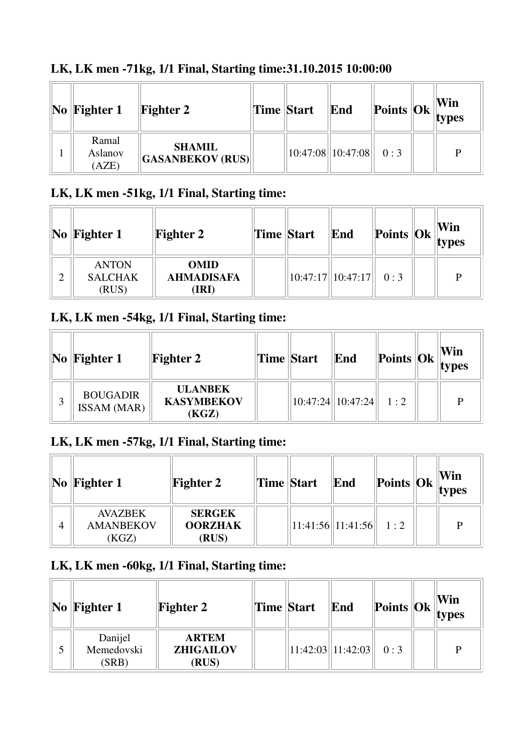### LK, LK men -71kg, 1/1 Final, Starting time:31.10.2015 10:00:00

| No | Fighter 1 | Fighter 2 | Time | Start | End | Points | Ok | Win types |
|---|---|---|---|---|---|---|---|---|
| 1 | Ramal Aslanov (AZE) | **SHAMIL GASANBEKOV (RUS)** | | 10:47:08 | 10:47:08 | 0 : 3 | | P |

### LK, LK men -51kg, 1/1 Final, Starting time:

| No | Fighter 1 | Fighter 2 | Time | Start | End | Points | Ok | Win types |
|---|---|---|---|---|---|---|---|---|
| 2 | ANTON SALCHAK (RUS) | **OMID AHMADISAFA (IRI)** | | 10:47:17 | 10:47:17 | 0 : 3 | | P |

### LK, LK men -54kg, 1/1 Final, Starting time:

| No | Fighter 1 | Fighter 2 | Time | Start | End | Points | Ok | Win types |
|---|---|---|---|---|---|---|---|---|
| 3 | BOUGADIR ISSAM (MAR) | **ULANBEK KASYMBEKOV (KGZ)** | | 10:47:24 | 10:47:24 | 1 : 2 | | P |

### LK, LK men -57kg, 1/1 Final, Starting time:

| No | Fighter 1 | Fighter 2 | Time | Start | End | Points | Ok | Win types |
|---|---|---|---|---|---|---|---|---|
| 4 | AVAZBEK AMANBEKOV (KGZ) | **SERGEK OORZHAK (RUS)** | | 11:41:56 | 11:41:56 | 1 : 2 | | P |

### LK, LK men -60kg, 1/1 Final, Starting time:

| No | Fighter 1 | Fighter 2 | Time | Start | End | Points | Ok | Win types |
|---|---|---|---|---|---|---|---|---|
| 5 | Danijel Memedovski (SRB) | **ARTEM ZHIGAILOV (RUS)** | | 11:42:03 | 11:42:03 | 0 : 3 | | P |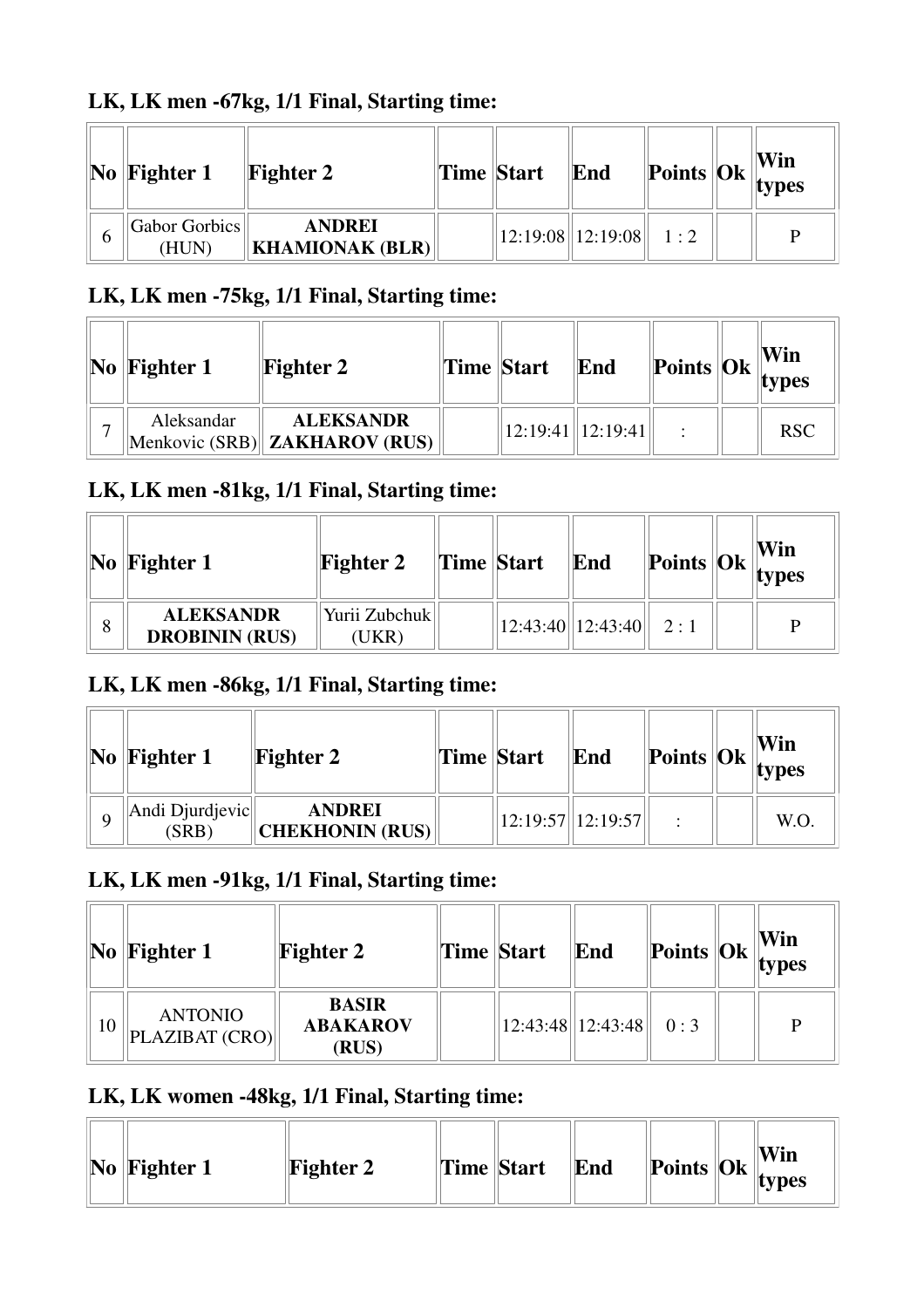### LK, LK men -67kg, 1/1 Final, Starting time:

| No | Fighter 1 | Fighter 2 | Time | Start | End | Points | Ok | Win types |
|---|---|---|---|---|---|---|---|---|
| 6 | Gabor Gorbics (HUN) | **ANDREI KHAMIONAK (BLR)** | | 12:19:08 | 12:19:08 | 1 : 2 | | P |

### LK, LK men -75kg, 1/1 Final, Starting time:

| No | Fighter 1 | Fighter 2 | Time | Start | End | Points | Ok | Win types |
|---|---|---|---|---|---|---|---|---|
| 7 | Aleksandar Menkovic (SRB) | **ALEKSANDR ZAKHAROV (RUS)** | | 12:19:41 | 12:19:41 | : | | RSC |

### LK, LK men -81kg, 1/1 Final, Starting time:

| No | Fighter 1 | Fighter 2 | Time | Start | End | Points | Ok | Win types |
|---|---|---|---|---|---|---|---|---|
| 8 | **ALEKSANDR DROBININ (RUS)** | Yurii Zubchuk (UKR) | | 12:43:40 | 12:43:40 | 2 : 1 | | P |

### LK, LK men -86kg, 1/1 Final, Starting time:

| No | Fighter 1 | Fighter 2 | Time | Start | End | Points | Ok | Win types |
|---|---|---|---|---|---|---|---|---|
| 9 | Andi Djurdjevic (SRB) | **ANDREI CHEKHONIN (RUS)** | | 12:19:57 | 12:19:57 | : | | W.O. |

### LK, LK men -91kg, 1/1 Final, Starting time:

| No | Fighter 1 | Fighter 2 | Time | Start | End | Points | Ok | Win types |
|---|---|---|---|---|---|---|---|---|
| 10 | ANTONIO PLAZIBAT (CRO) | **BASIR ABAKAROV (RUS)** | | 12:43:48 | 12:43:48 | 0 : 3 | | P |

### LK, LK women -48kg, 1/1 Final, Starting time:

| No | Fighter 1 | Fighter 2 | Time | Start | End | Points | Ok | Win types |
|---|---|---|---|---|---|---|---|---|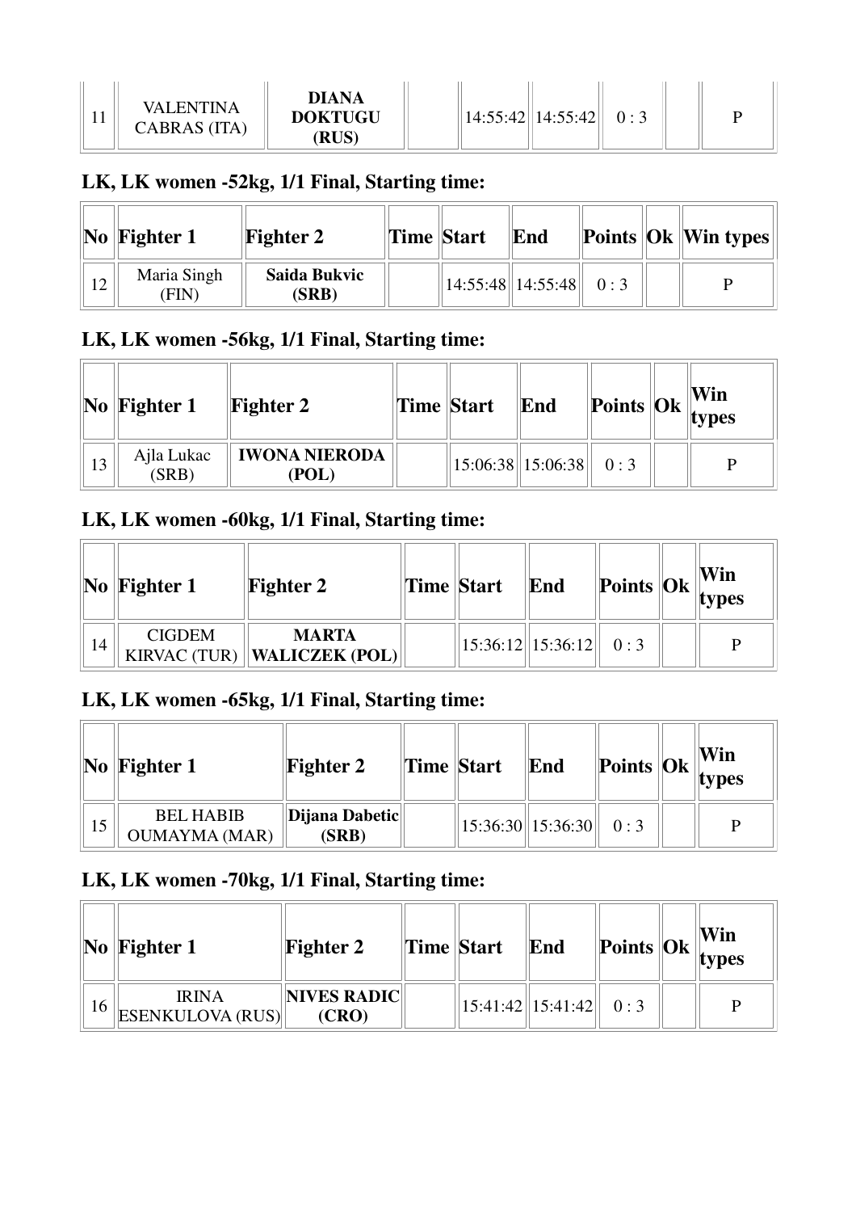| 11 | VALENTINA CABRAS (ITA) | **DIANA DOKTUGU (RUS)** | | 14:55:42 | 14:55:42 | 0 : 3 | | P |
|---|---|---|---|---|---|---|---|---|

### LK, LK women -52kg, 1/1 Final, Starting time:

| No | Fighter 1 | Fighter 2 | Time | Start | End | Points | Ok | Win types |
|---|---|---|---|---|---|---|---|---|
| 12 | Maria Singh (FIN) | **Saida Bukvic (SRB)** | | 14:55:48 | 14:55:48 | 0 : 3 | | P |

### LK, LK women -56kg, 1/1 Final, Starting time:

| No | Fighter 1 | Fighter 2 | Time | Start | End | Points | Ok | Win types |
|---|---|---|---|---|---|---|---|---|
| 13 | Ajla Lukac (SRB) | **IWONA NIERODA (POL)** | | 15:06:38 | 15:06:38 | 0 : 3 | | P |

### LK, LK women -60kg, 1/1 Final, Starting time:

| No | Fighter 1 | Fighter 2 | Time | Start | End | Points | Ok | Win types |
|---|---|---|---|---|---|---|---|---|
| 14 | CIGDEM KIRVAC (TUR) | **MARTA WALICZEK (POL)** | | 15:36:12 | 15:36:12 | 0 : 3 | | P |

### LK, LK women -65kg, 1/1 Final, Starting time:

| No | Fighter 1 | Fighter 2 | Time | Start | End | Points | Ok | Win types |
|---|---|---|---|---|---|---|---|---|
| 15 | BEL HABIB OUMAYMA (MAR) | **Dijana Dabetic (SRB)** | | 15:36:30 | 15:36:30 | 0 : 3 | | P |

### LK, LK women -70kg, 1/1 Final, Starting time:

| No | Fighter 1 | Fighter 2 | Time | Start | End | Points | Ok | Win types |
|---|---|---|---|---|---|---|---|---|
| 16 | IRINA ESENKULOVA (RUS) | **NIVES RADIC (CRO)** | | 15:41:42 | 15:41:42 | 0 : 3 | | P |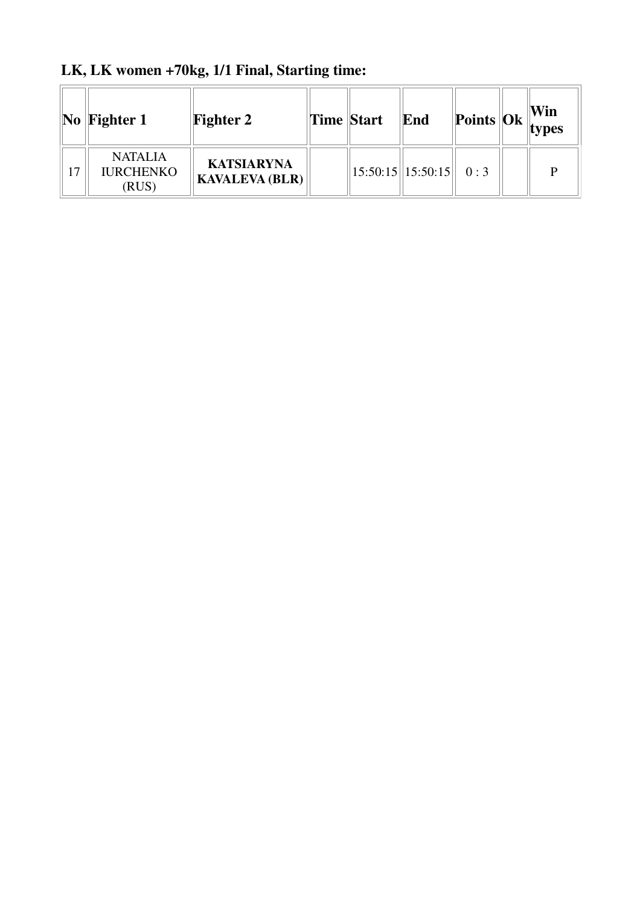## LK, LK women +70kg, 1/1 Final, Starting time:

| No | Fighter 1 | Fighter 2 | Time | Start | End | Points | Ok | Win types |
|---|---|---|---|---|---|---|---|---|
| 17 | NATALIA IURCHENKO (RUS) | **KATSIARYNA KAVALEVA (BLR)** | | 15:50:15 | 15:50:15 | 0 : 3 | | P |